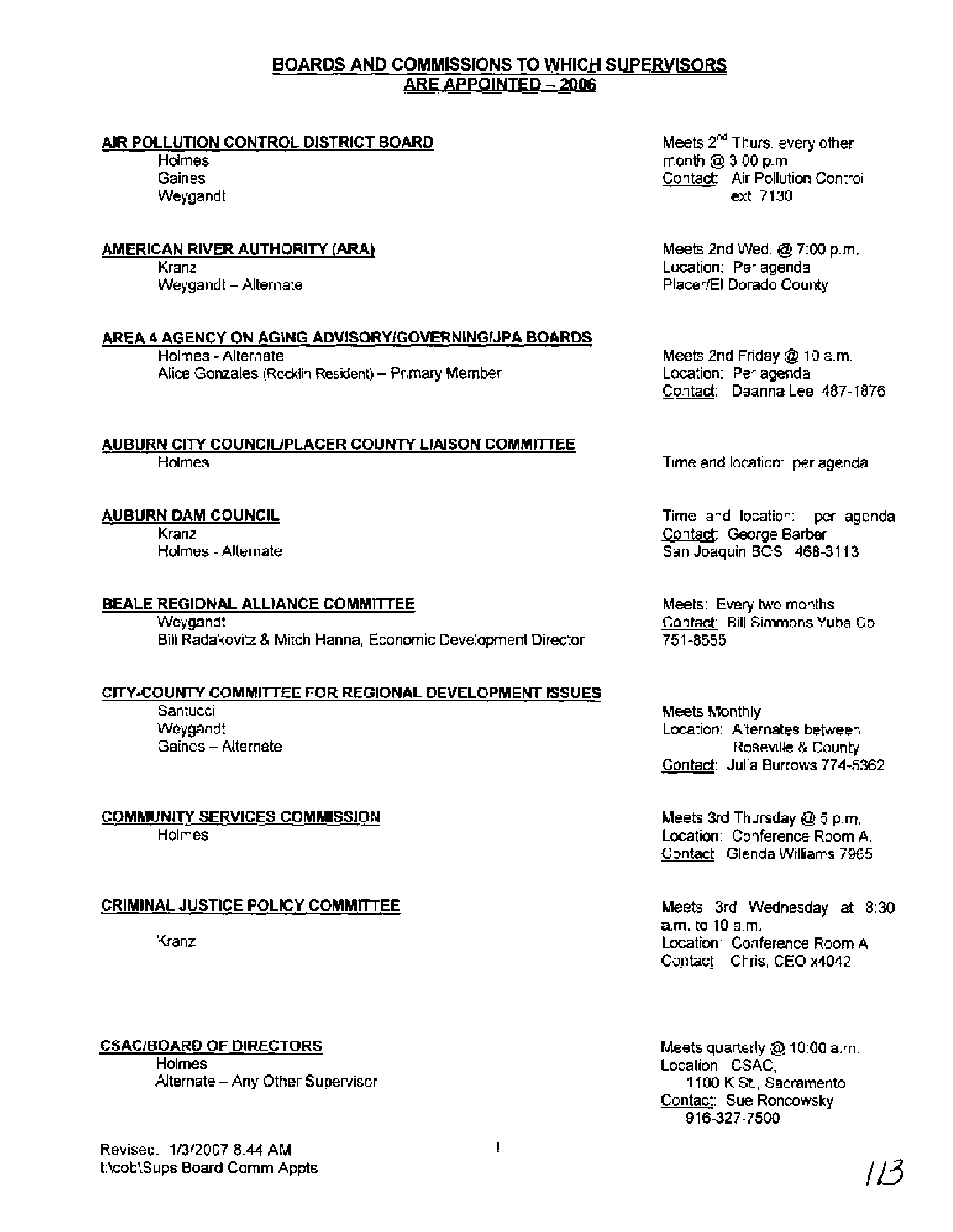# BOARDS AND COMMISSIONS TO WHICH SUPERVISORS ARE APPOINTED – 2006

**AIR POLLUTION CONTROL DISTRICT BOARD**
Holmes
Gaines
Weygandt

Meets 2nd Thurs. every other month @ 3:00 p.m.
Contact: Air Pollution Control ext. 7130

**AMERICAN RIVER AUTHORITY (ARA)**
Kranz
Weygandt – Alternate

Meets 2nd Wed. @ 7:00 p.m.
Location: Per agenda
Placer/El Dorado County

**AREA 4 AGENCY ON AGING ADVISORY/GOVERNING/JPA BOARDS**
Holmes - Alternate
Alice Gonzales (Rocklin Resident) – Primary Member

Meets 2nd Friday @ 10 a.m.
Location: Per agenda
Contact: Deanna Lee 487-1876

**AUBURN CITY COUNCIL/PLACER COUNTY LIAISON COMMITTEE**
Holmes

Time and location: per agenda

**AUBURN DAM COUNCIL**
Kranz
Holmes - Alternate

Time and location: per agenda
Contact: George Barber
San Joaquin BOS 468-3113

**BEALE REGIONAL ALLIANCE COMMITTEE**
Weygandt
Bill Radakovitz & Mitch Hanna, Economic Development Director

Meets: Every two months
Contact: Bill Simmons Yuba Co 751-8555

**CITY-COUNTY COMMITTEE FOR REGIONAL DEVELOPMENT ISSUES**
Santucci
Weygandt
Gaines – Alternate

Meets Monthly
Location: Alternates between Roseville & County
Contact: Julia Burrows 774-5362

**COMMUNITY SERVICES COMMISSION**
Holmes

Meets 3rd Thursday @ 5 p.m.
Location: Conference Room A.
Contact: Glenda Williams 7965

**CRIMINAL JUSTICE POLICY COMMITTEE**
Kranz

Meets 3rd Wednesday at 8:30 a.m. to 10 a.m.
Location: Conference Room A
Contact: Chris, CEO x4042

**CSAC/BOARD OF DIRECTORS**
Holmes
Alternate – Any Other Supervisor

Meets quarterly @ 10:00 a.m.
Location: CSAC, 1100 K St., Sacramento
Contact: Sue Roncowsky 916-327-7500

Revised: 1/3/2007 8:44 AM
t:\cob\Sups Board Comm Appts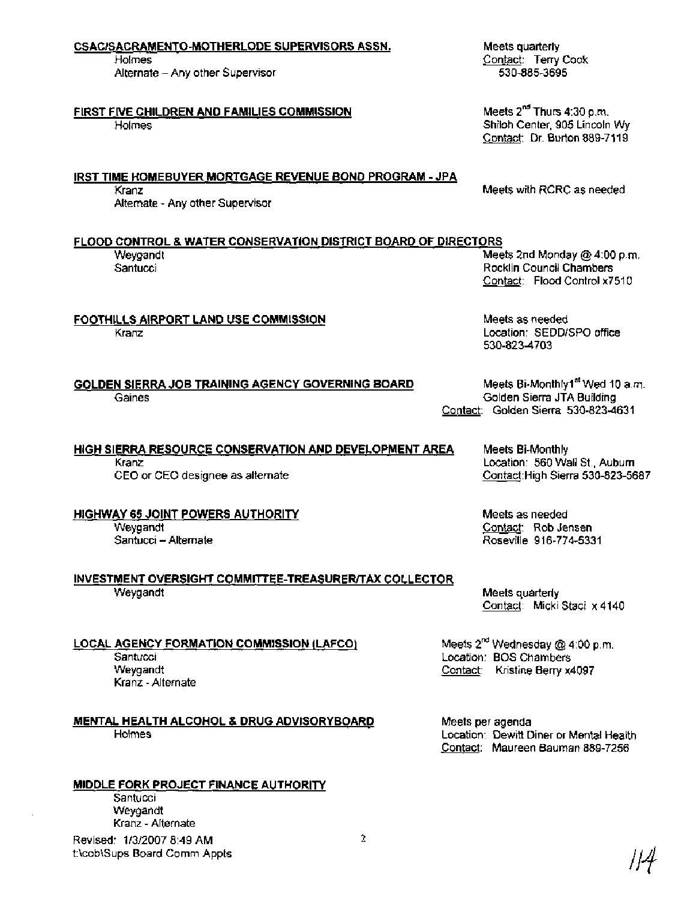**CSAC/SACRAMENTO-MOTHERLODE SUPERVISORS ASSN.**
Holmes
Alternate – Any other Supervisor

Meets quarterly
Contact: Terry Cook
530-885-3695

**FIRST FIVE CHILDREN AND FAMILIES COMMISSION**
Holmes

Meets 2nd Thurs 4:30 p.m.
Shiloh Center, 905 Lincoln Wy
Contact: Dr. Burton 889-7119

**IRST TIME HOMEBUYER MORTGAGE REVENUE BOND PROGRAM - JPA**
Kranz
Alternate - Any other Supervisor

Meets with RCRC as needed

**FLOOD CONTROL & WATER CONSERVATION DISTRICT BOARD OF DIRECTORS**
Weygandt
Santucci

Meets 2nd Monday @ 4:00 p.m.
Rocklin Council Chambers
Contact: Flood Control x7510

**FOOTHILLS AIRPORT LAND USE COMMISSION**
Kranz

Meets as needed
Location: SEDD/SPO office
530-823-4703

**GOLDEN SIERRA JOB TRAINING AGENCY GOVERNING BOARD**
Gaines

Meets Bi-Monthly1st Wed 10 a.m.
Golden Sierra JTA Building
Contact: Golden Sierra 530-823-4631

**HIGH SIERRA RESOURCE CONSERVATION AND DEVELOPMENT AREA**
Kranz
CEO or CEO designee as alternate

Meets Bi-Monthly
Location: 560 Wall St., Auburn
Contact: High Sierra 530-823-5687

**HIGHWAY 65 JOINT POWERS AUTHORITY**
Weygandt
Santucci – Alternate

Meets as needed
Contact: Rob Jensen
Roseville 916-774-5331

**INVESTMENT OVERSIGHT COMMITTEE-TREASURER/TAX COLLECTOR**
Weygandt

Meets quarterly
Contact: Micki Staci x 4140

**LOCAL AGENCY FORMATION COMMISSION (LAFCO)**
Santucci
Weygandt
Kranz - Alternate

Meets 2nd Wednesday @ 4:00 p.m.
Location: BOS Chambers
Contact: Kristine Berry x4097

**MENTAL HEALTH ALCOHOL & DRUG ADVISORYBOARD**
Holmes

Meets per agenda
Location: Dewitt Diner or Mental Health
Contact: Maureen Bauman 889-7256

**MIDDLE FORK PROJECT FINANCE AUTHORITY**
Santucci
Weygandt
Kranz - Alternate

Revised: 1/3/2007 8:49 AM
t:\cob\Sups Board Comm Appts

114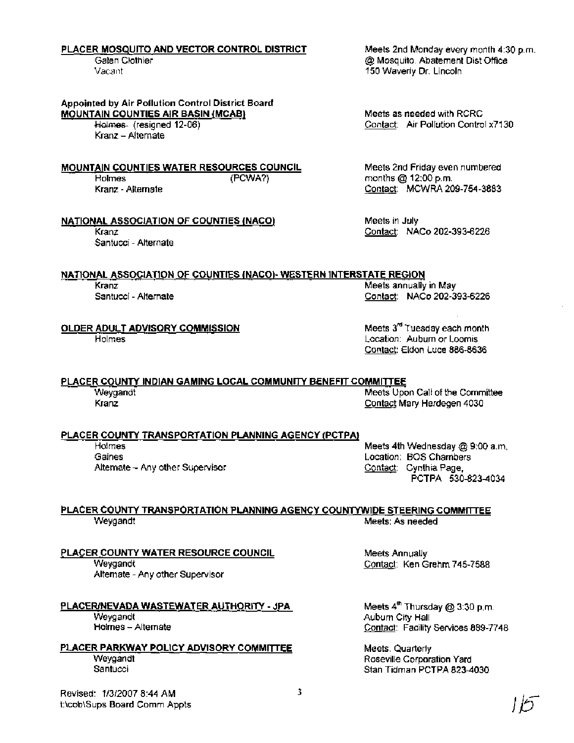**PLACER MOSQUITO AND VECTOR CONTROL DISTRICT**
Galen Clothier
Vacant

Meets 2nd Monday every month 4:30 p.m.
@ Mosquito Abatement Dist Office
150 Waverly Dr. Lincoln

**Appointed by Air Pollution Control District Board**

**MOUNTAIN COUNTIES AIR BASIN (MCAB)**
~~Holmes~~ (resigned 12-06)
Kranz – Alternate

Meets as needed with RCRC
Contact: Air Pollution Control x7130

**MOUNTAIN COUNTIES WATER RESOURCES COUNCIL**
Holmes (PCWA?)
Kranz - Alternate

Meets 2nd Friday even numbered months @ 12:00 p.m.
Contact: MCWRA 209-754-3883

**NATIONAL ASSOCIATION OF COUNTIES (NACO)**
Kranz
Santucci - Alternate

Meets in July
Contact: NACo 202-393-6226

**NATIONAL ASSOCIATION OF COUNTIES (NACO)- WESTERN INTERSTATE REGION**
Kranz
Santucci - Alternate

Meets annually in May
Contact: NACo 202-393-6226

**OLDER ADULT ADVISORY COMMISSION**
Holmes

Meets 3rd Tuesday each month
Location: Auburn or Loomis
Contact: Eldon Luce 886-8636

**PLACER COUNTY INDIAN GAMING LOCAL COMMUNITY BENEFIT COMMITTEE**
Weygandt
Kranz

Meets Upon Call of the Committee
Contact Mary Herdegen 4030

**PLACER COUNTY TRANSPORTATION PLANNING AGENCY (PCTPA)**
Holmes
Gaines
Alternate – Any other Supervisor

Meets 4th Wednesday @ 9:00 a.m.
Location: BOS Chambers
Contact: Cynthia Page, PCTPA 530-823-4034

**PLACER COUNTY TRANSPORTATION PLANNING AGENCY COUNTYWIDE STEERING COMMITTEE**
Weygandt

Meets: As needed

**PLACER COUNTY WATER RESOURCE COUNCIL**
Weygandt
Alternate - Any other Supervisor

Meets Annually
Contact: Ken Grehm 745-7588

**PLACER/NEVADA WASTEWATER AUTHORITY - JPA**
Weygandt
Holmes – Alternate

Meets 4th Thursday @ 3:30 p.m.
Auburn City Hall
Contact: Facility Services 889-7748

**PLACER PARKWAY POLICY ADVISORY COMMITTEE**
Weygandt
Santucci

Meets. Quarterly
Roseville Corporation Yard
Stan Tidman PCTPA 823-4030

Revised: 1/3/2007 8:44 AM
t:\cob\Sups Board Comm Appts

115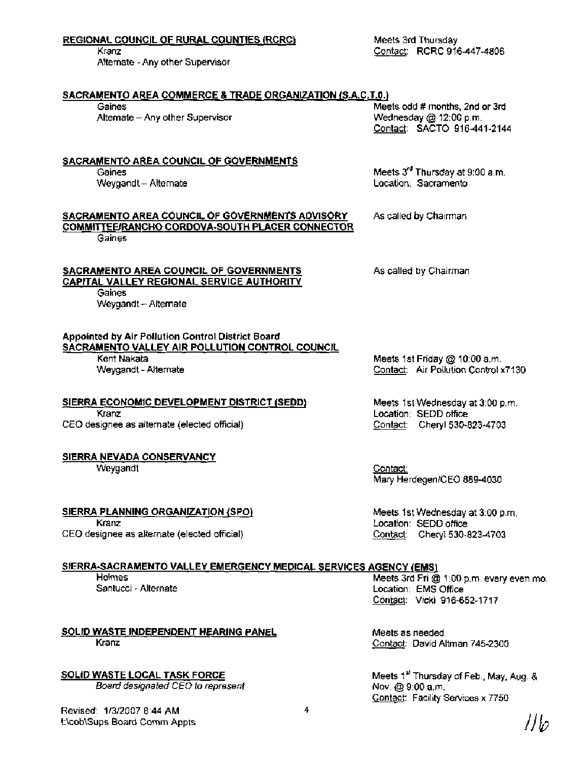**REGIONAL COUNCIL OF RURAL COUNTIES (RCRC)**
Kranz
Alternate - Any other Supervisor

Meets 3rd Thursday
Contact: RCRC 916-447-4806

**SACRAMENTO AREA COMMERCE & TRADE ORGANIZATION (S.A.C.T.O.)**
Gaines
Alternate – Any other Supervisor

Meets odd # months, 2nd or 3rd Wednesday @ 12:00 p.m.
Contact: SACTO 916-441-2144

**SACRAMENTO AREA COUNCIL OF GOVERNMENTS**
Gaines
Weygandt – Alternate

Meets 3rd Thursday at 9:00 a.m.
Location: Sacramento

**SACRAMENTO AREA COUNCIL OF GOVERNMENTS ADVISORY COMMITTEE/RANCHO CORDOVA-SOUTH PLACER CONNECTOR**
Gaines

As called by Chairman

**SACRAMENTO AREA COUNCIL OF GOVERNMENTS CAPITAL VALLEY REGIONAL SERVICE AUTHORITY**
Gaines
Weygandt – Alternate

As called by Chairman

**Appointed by Air Pollution Control District Board**
**SACRAMENTO VALLEY AIR POLLUTION CONTROL COUNCIL**
Kent Nakata
Weygandt - Alternate

Meets 1st Friday @ 10:00 a.m.
Contact: Air Pollution Control x7130

**SIERRA ECONOMIC DEVELOPMENT DISTRICT (SEDD)**
Kranz
CEO designee as alternate (elected official)

Meets 1st Wednesday at 3:00 p.m.
Location: SEDD office
Contact: Cheryl 530-823-4703

**SIERRA NEVADA CONSERVANCY**
Weygandt

Contact:
Mary Herdegen/CEO 889-4030

**SIERRA PLANNING ORGANIZATION (SPO)**
Kranz
CEO designee as alternate (elected official)

Meets 1st Wednesday at 3:00 p.m.
Location: SEDD office
Contact: Cheryl 530-823-4703

**SIERRA-SACRAMENTO VALLEY EMERGENCY MEDICAL SERVICES AGENCY (EMS)**
Holmes
Santucci - Alternate

Meets 3rd Fri @ 1:00 p.m. every even mo.
Location: EMS Office
Contact: Vicki 916-652-1717

**SOLID WASTE INDEPENDENT HEARING PANEL**
Kranz

Meets as needed
Contact: David Altman 745-2300

**SOLID WASTE LOCAL TASK FORCE**
*Board designated CEO to represent*

Meets 1st Thursday of Feb., May, Aug. & Nov. @ 9:00 a.m.
Contact: Facility Services x 7750

Revised: 1/3/2007 8:44 AM
t:\cob\Sups Board Comm Appts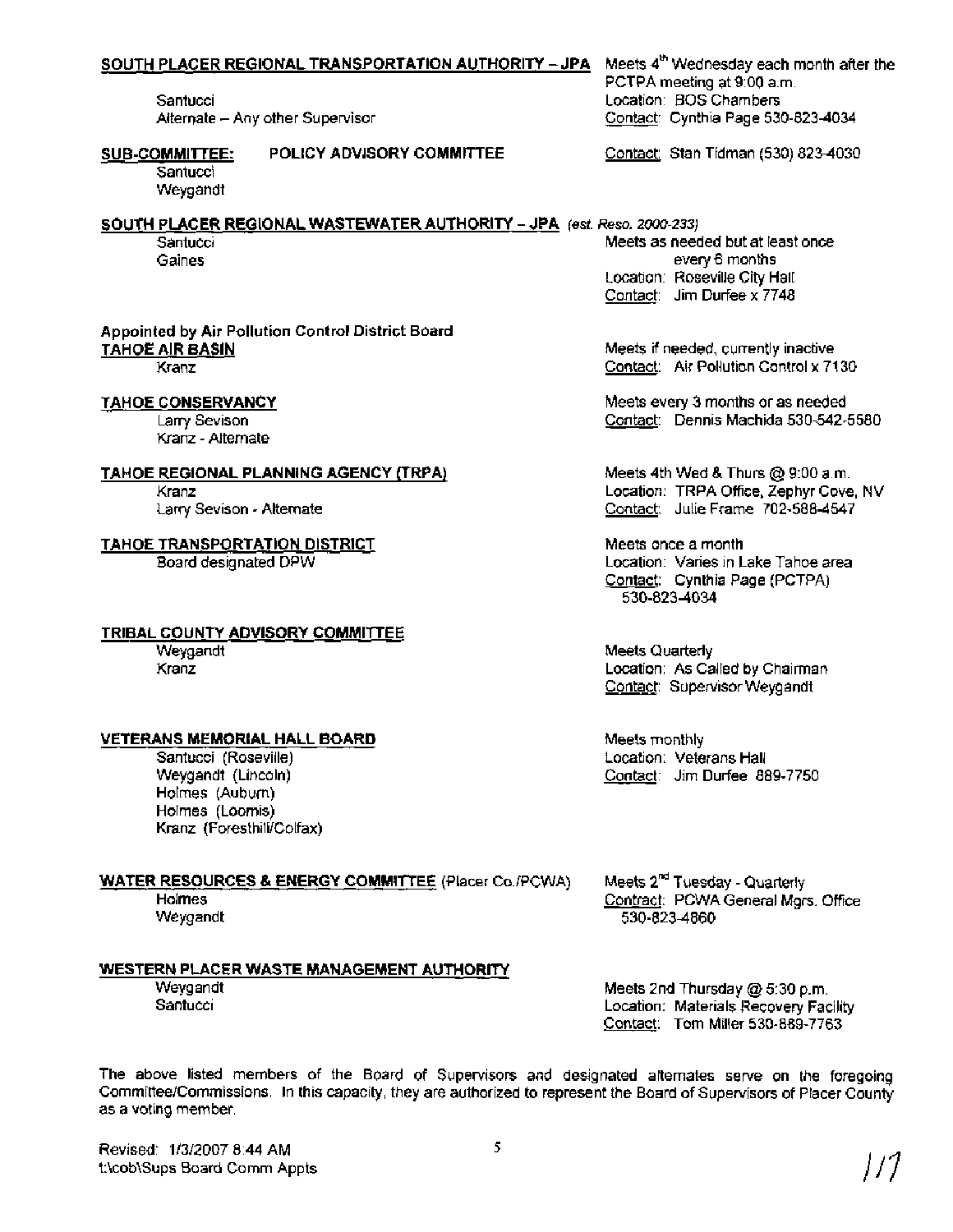**SOUTH PLACER REGIONAL TRANSPORTATION AUTHORITY – JPA**

Santucci
Alternate – Any other Supervisor

Meets 4th Wednesday each month after the PCTPA meeting at 9:00 a.m.
Location: BOS Chambers
Contact: Cynthia Page 530-823-4034

**SUB-COMMITTEE: POLICY ADVISORY COMMITTEE**

Santucci
Weygandt

Contact: Stan Tidman (530) 823-4030

**SOUTH PLACER REGIONAL WASTEWATER AUTHORITY – JPA** *(est. Reso. 2000-233)*

Santucci
Gaines

Meets as needed but at least once every 6 months
Location: Roseville City Hall
Contact: Jim Durfee x 7748

**Appointed by Air Pollution Control District Board**

**TAHOE AIR BASIN**

Kranz

Meets if needed, currently inactive
Contact: Air Pollution Control x 7130

**TAHOE CONSERVANCY**

Larry Sevison
Kranz - Alternate

Meets every 3 months or as needed
Contact: Dennis Machida 530-542-5580

**TAHOE REGIONAL PLANNING AGENCY (TRPA)**

Kranz
Larry Sevison - Alternate

Meets 4th Wed & Thurs @ 9:00 a.m.
Location: TRPA Office, Zephyr Cove, NV
Contact: Julie Frame 702-588-4547

**TAHOE TRANSPORTATION DISTRICT**

Board designated DPW

Meets once a month
Location: Varies in Lake Tahoe area
Contact: Cynthia Page (PCTPA) 530-823-4034

**TRIBAL COUNTY ADVISORY COMMITTEE**

Weygandt
Kranz

Meets Quarterly
Location: As Called by Chairman
Contact: Supervisor Weygandt

**VETERANS MEMORIAL HALL BOARD**

Santucci (Roseville)
Weygandt (Lincoln)
Holmes (Auburn)
Holmes (Loomis)
Kranz (Foresthill/Colfax)

Meets monthly
Location: Veterans Hall
Contact: Jim Durfee 889-7750

**WATER RESOURCES & ENERGY COMMITTEE** (Placer Co./PCWA)

Holmes
Weygandt

Meets 2nd Tuesday - Quarterly
Contract: PCWA General Mgrs. Office 530-823-4860

**WESTERN PLACER WASTE MANAGEMENT AUTHORITY**

Weygandt
Santucci

Meets 2nd Thursday @ 5:30 p.m.
Location: Materials Recovery Facility
Contact: Tom Miller 530-889-7763

The above listed members of the Board of Supervisors and designated alternates serve on the foregoing Committee/Commissions. In this capacity, they are authorized to represent the Board of Supervisors of Placer County as a voting member.

Revised: 1/3/2007 8:44 AM
t:\cob\Sups Board Comm Appts